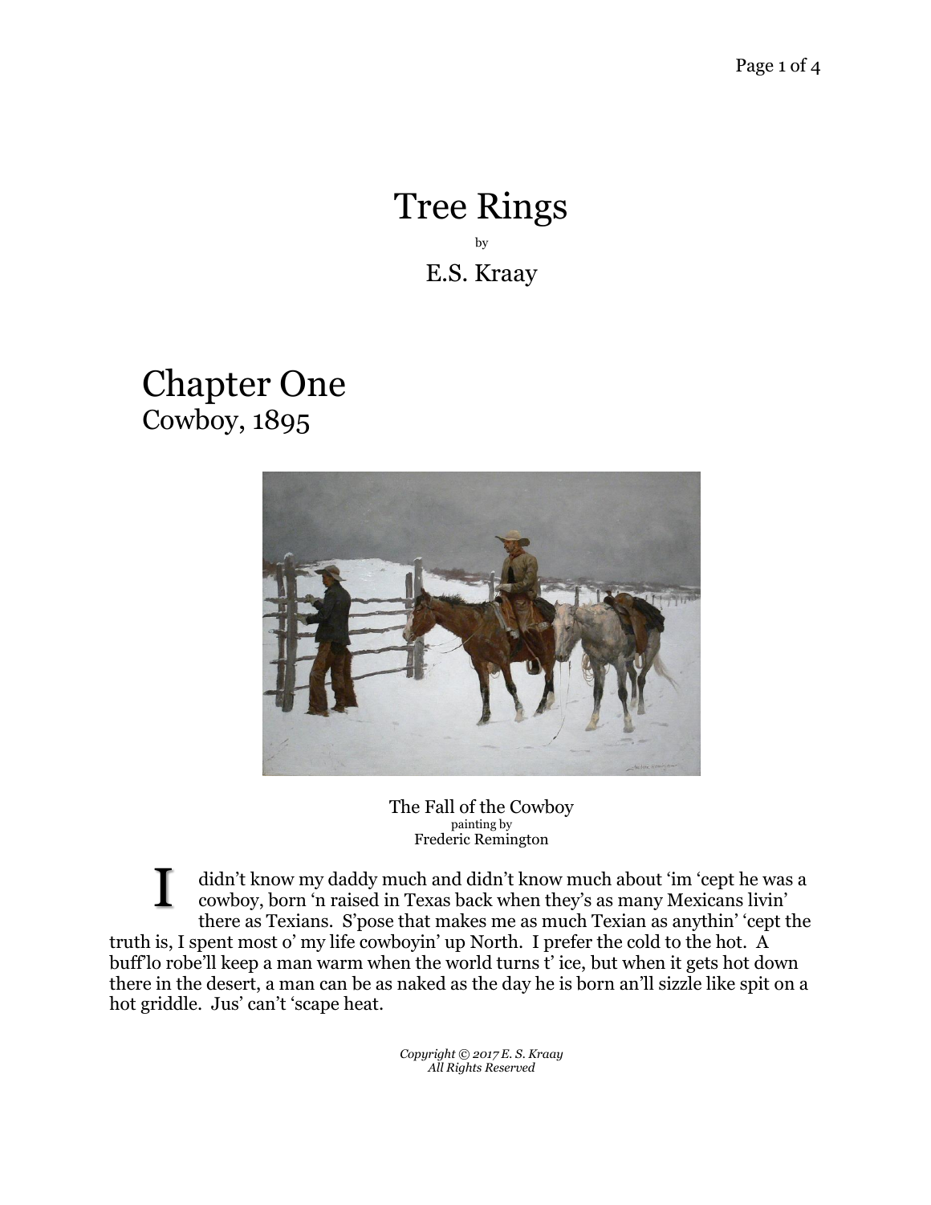# Tree Rings

by

E.S. Kraay

## Chapter One
Cowboy, 1895

The Fall of the Cowboy
painting by
Frederic Remington

I didn't know my daddy much and didn't know much about 'im 'cept he was a cowboy, born 'n raised in Texas back when they's as many Mexicans livin' there as Texians. S'pose that makes me as much Texian as anythin' 'cept the truth is, I spent most o' my life cowboyin' up North. I prefer the cold to the hot. A buff'lo robe'll keep a man warm when the world turns t' ice, but when it gets hot down there in the desert, a man can be as naked as the day he is born an'll sizzle like spit on a hot griddle. Jus' can't 'scape heat.

*Copyright © 2017 E. S. Kraay*
*All Rights Reserved*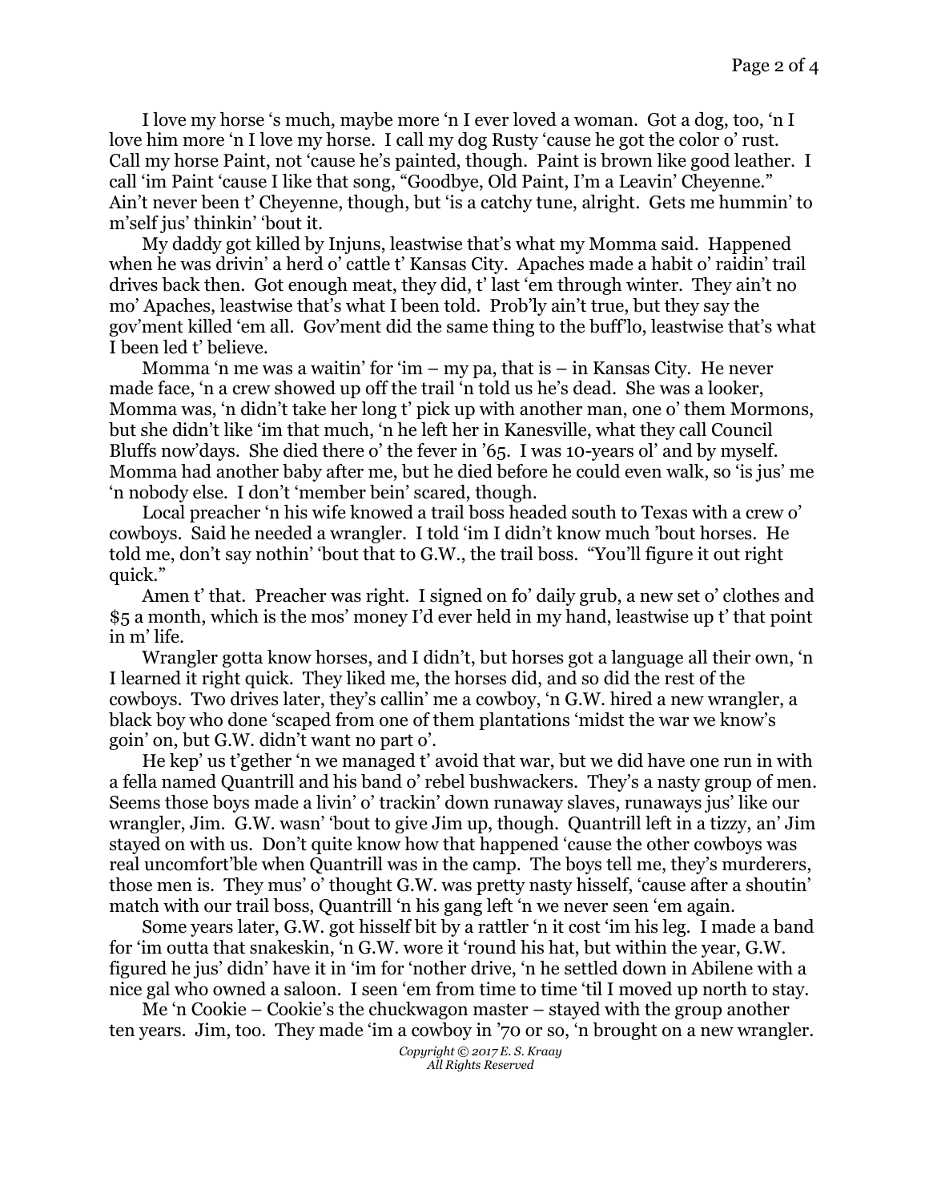I love my horse 's much, maybe more 'n I ever loved a woman. Got a dog, too, 'n I love him more 'n I love my horse. I call my dog Rusty 'cause he got the color o' rust. Call my horse Paint, not 'cause he's painted, though. Paint is brown like good leather. I call 'im Paint 'cause I like that song, "Goodbye, Old Paint, I'm a Leavin' Cheyenne." Ain't never been t' Cheyenne, though, but 'is a catchy tune, alright. Gets me hummin' to m'self jus' thinkin' 'bout it.

My daddy got killed by Injuns, leastwise that's what my Momma said. Happened when he was drivin' a herd o' cattle t' Kansas City. Apaches made a habit o' raidin' trail drives back then. Got enough meat, they did, t' last 'em through winter. They ain't no mo' Apaches, leastwise that's what I been told. Prob'ly ain't true, but they say the gov'ment killed 'em all. Gov'ment did the same thing to the buff'lo, leastwise that's what I been led t' believe.

Momma 'n me was a waitin' for 'im – my pa, that is – in Kansas City. He never made face, 'n a crew showed up off the trail 'n told us he's dead. She was a looker, Momma was, 'n didn't take her long t' pick up with another man, one o' them Mormons, but she didn't like 'im that much, 'n he left her in Kanesville, what they call Council Bluffs now'days. She died there o' the fever in '65. I was 10-years ol' and by myself. Momma had another baby after me, but he died before he could even walk, so 'is jus' me 'n nobody else. I don't 'member bein' scared, though.

Local preacher 'n his wife knowed a trail boss headed south to Texas with a crew o' cowboys. Said he needed a wrangler. I told 'im I didn't know much 'bout horses. He told me, don't say nothin' 'bout that to G.W., the trail boss. "You'll figure it out right quick."

Amen t' that. Preacher was right. I signed on fo' daily grub, a new set o' clothes and $5 a month, which is the mos' money I'd ever held in my hand, leastwise up t' that point in m' life.

Wrangler gotta know horses, and I didn't, but horses got a language all their own, 'n I learned it right quick. They liked me, the horses did, and so did the rest of the cowboys. Two drives later, they's callin' me a cowboy, 'n G.W. hired a new wrangler, a black boy who done 'scaped from one of them plantations 'midst the war we know's goin' on, but G.W. didn't want no part o'.

He kep' us t'gether 'n we managed t' avoid that war, but we did have one run in with a fella named Quantrill and his band o' rebel bushwackers. They's a nasty group of men. Seems those boys made a livin' o' trackin' down runaway slaves, runaways jus' like our wrangler, Jim. G.W. wasn' 'bout to give Jim up, though. Quantrill left in a tizzy, an' Jim stayed on with us. Don't quite know how that happened 'cause the other cowboys was real uncomfort'ble when Quantrill was in the camp. The boys tell me, they's murderers, those men is. They mus' o' thought G.W. was pretty nasty hisself, 'cause after a shoutin' match with our trail boss, Quantrill 'n his gang left 'n we never seen 'em again.

Some years later, G.W. got hisself bit by a rattler 'n it cost 'im his leg. I made a band for 'im outta that snakeskin, 'n G.W. wore it 'round his hat, but within the year, G.W. figured he jus' didn' have it in 'im for 'nother drive, 'n he settled down in Abilene with a nice gal who owned a saloon. I seen 'em from time to time 'til I moved up north to stay.

Me 'n Cookie – Cookie's the chuckwagon master – stayed with the group another ten years. Jim, too. They made 'im a cowboy in '70 or so, 'n brought on a new wrangler.

*Copyright © 2017 E. S. Kraay*
*All Rights Reserved*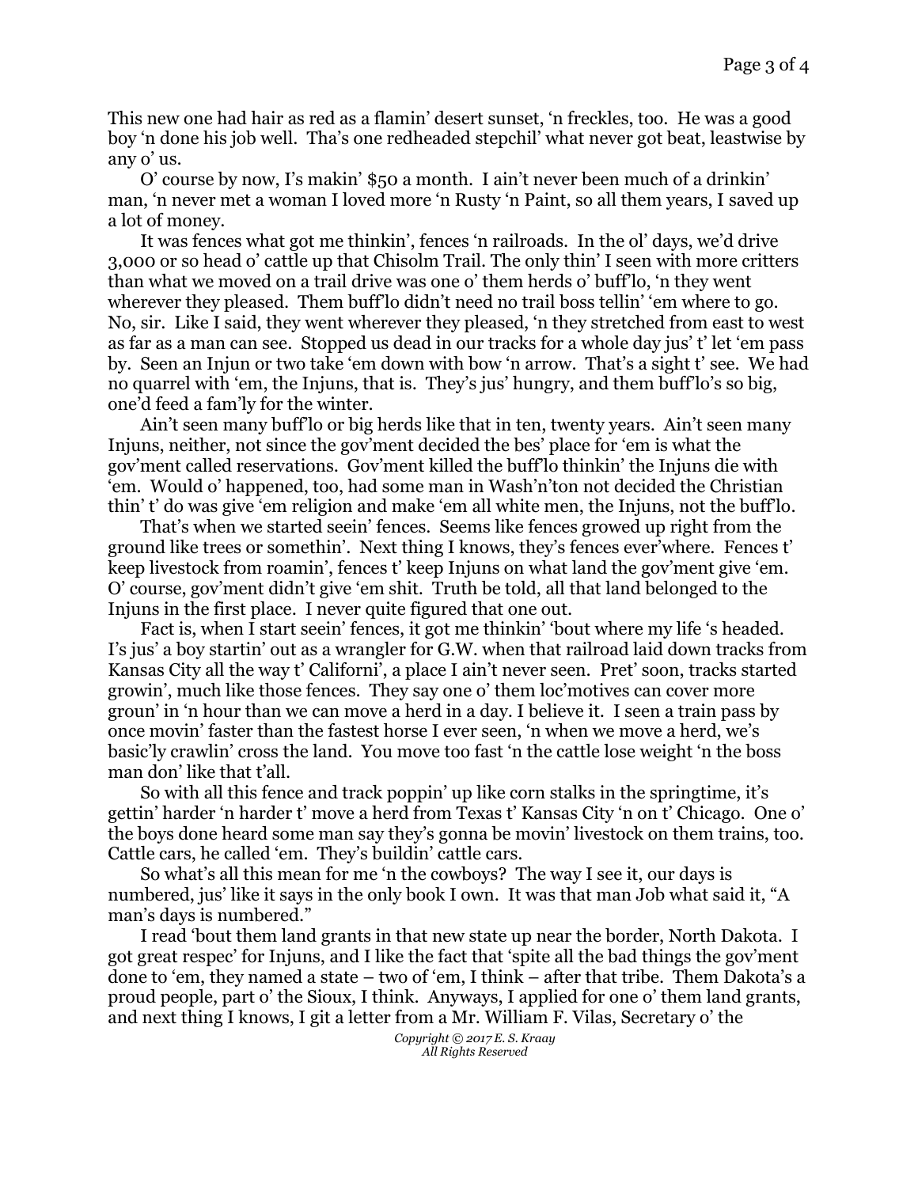This new one had hair as red as a flamin' desert sunset, 'n freckles, too. He was a good boy 'n done his job well. Tha's one redheaded stepchil' what never got beat, leastwise by any o' us.

O' course by now, I's makin' $50 a month. I ain't never been much of a drinkin' man, 'n never met a woman I loved more 'n Rusty 'n Paint, so all them years, I saved up a lot of money.

It was fences what got me thinkin', fences 'n railroads. In the ol' days, we'd drive 3,000 or so head o' cattle up that Chisolm Trail. The only thin' I seen with more critters than what we moved on a trail drive was one o' them herds o' buff'lo, 'n they went wherever they pleased. Them buff'lo didn't need no trail boss tellin' 'em where to go. No, sir. Like I said, they went wherever they pleased, 'n they stretched from east to west as far as a man can see. Stopped us dead in our tracks for a whole day jus' t' let 'em pass by. Seen an Injun or two take 'em down with bow 'n arrow. That's a sight t' see. We had no quarrel with 'em, the Injuns, that is. They's jus' hungry, and them buff'lo's so big, one'd feed a fam'ly for the winter.

Ain't seen many buff'lo or big herds like that in ten, twenty years. Ain't seen many Injuns, neither, not since the gov'ment decided the bes' place for 'em is what the gov'ment called reservations. Gov'ment killed the buff'lo thinkin' the Injuns die with 'em. Would o' happened, too, had some man in Wash'n'ton not decided the Christian thin' t' do was give 'em religion and make 'em all white men, the Injuns, not the buff'lo.

That's when we started seein' fences. Seems like fences growed up right from the ground like trees or somethin'. Next thing I knows, they's fences ever'where. Fences t' keep livestock from roamin', fences t' keep Injuns on what land the gov'ment give 'em. O' course, gov'ment didn't give 'em shit. Truth be told, all that land belonged to the Injuns in the first place. I never quite figured that one out.

Fact is, when I start seein' fences, it got me thinkin' 'bout where my life 's headed. I's jus' a boy startin' out as a wrangler for G.W. when that railroad laid down tracks from Kansas City all the way t' Californi', a place I ain't never seen. Pret' soon, tracks started growin', much like those fences. They say one o' them loc'motives can cover more groun' in 'n hour than we can move a herd in a day. I believe it. I seen a train pass by once movin' faster than the fastest horse I ever seen, 'n when we move a herd, we's basic'ly crawlin' cross the land. You move too fast 'n the cattle lose weight 'n the boss man don' like that t'all.

So with all this fence and track poppin' up like corn stalks in the springtime, it's gettin' harder 'n harder t' move a herd from Texas t' Kansas City 'n on t' Chicago. One o' the boys done heard some man say they's gonna be movin' livestock on them trains, too. Cattle cars, he called 'em. They's buildin' cattle cars.

So what's all this mean for me 'n the cowboys? The way I see it, our days is numbered, jus' like it says in the only book I own. It was that man Job what said it, "A man's days is numbered."

I read 'bout them land grants in that new state up near the border, North Dakota. I got great respec' for Injuns, and I like the fact that 'spite all the bad things the gov'ment done to 'em, they named a state – two of 'em, I think – after that tribe. Them Dakota's a proud people, part o' the Sioux, I think. Anyways, I applied for one o' them land grants, and next thing I knows, I git a letter from a Mr. William F. Vilas, Secretary o' the

*Copyright © 2017 E. S. Kraay*
*All Rights Reserved*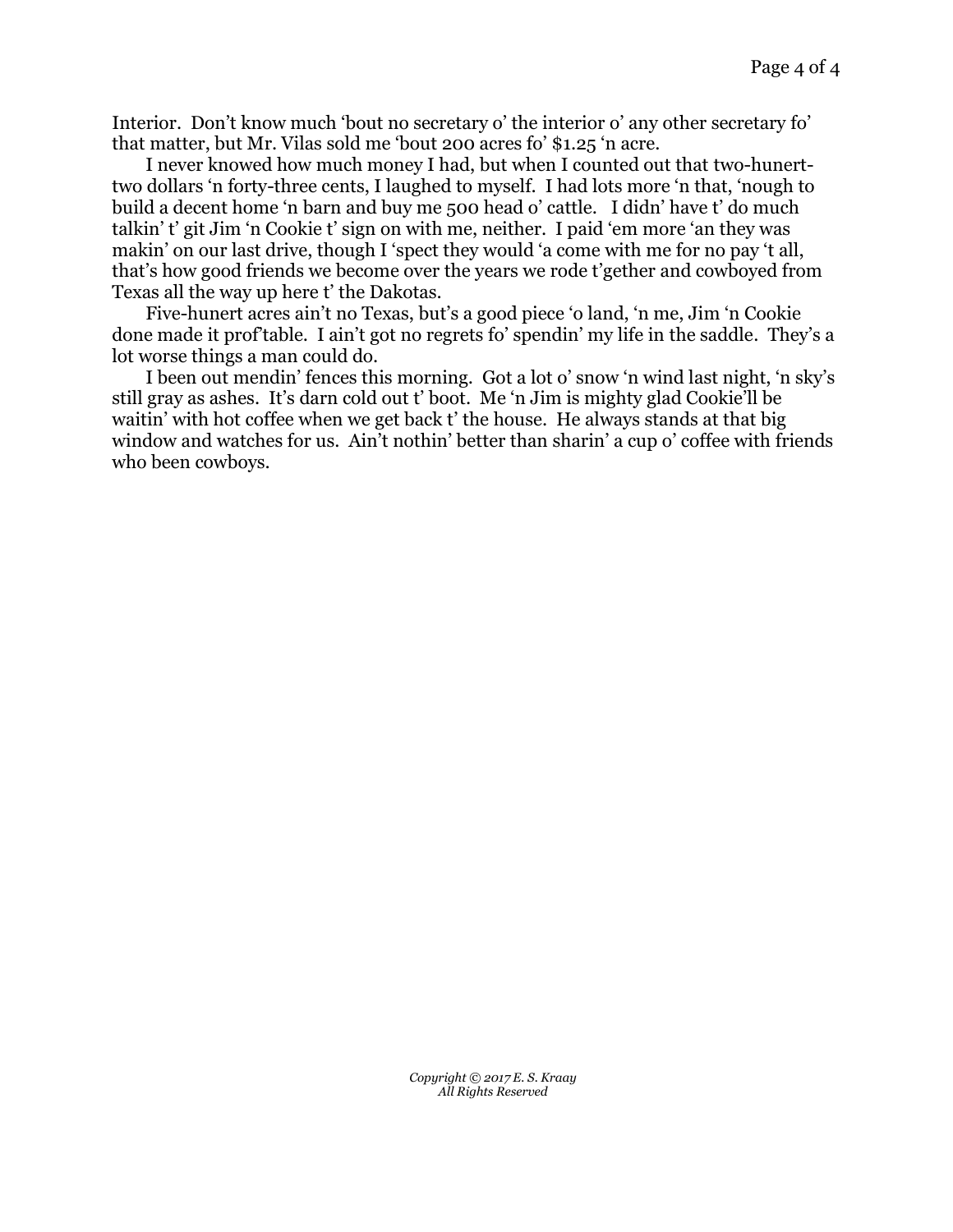Interior. Don't know much 'bout no secretary o' the interior o' any other secretary fo' that matter, but Mr. Vilas sold me 'bout 200 acres fo' $1.25 'n acre.

I never knowed how much money I had, but when I counted out that two-hunert-two dollars 'n forty-three cents, I laughed to myself. I had lots more 'n that, 'nough to build a decent home 'n barn and buy me 500 head o' cattle. I didn' have t' do much talkin' t' git Jim 'n Cookie t' sign on with me, neither. I paid 'em more 'an they was makin' on our last drive, though I 'spect they would 'a come with me for no pay 't all, that's how good friends we become over the years we rode t'gether and cowboyed from Texas all the way up here t' the Dakotas.

Five-hunert acres ain't no Texas, but's a good piece 'o land, 'n me, Jim 'n Cookie done made it prof'table. I ain't got no regrets fo' spendin' my life in the saddle. They's a lot worse things a man could do.

I been out mendin' fences this morning. Got a lot o' snow 'n wind last night, 'n sky's still gray as ashes. It's darn cold out t' boot. Me 'n Jim is mighty glad Cookie'll be waitin' with hot coffee when we get back t' the house. He always stands at that big window and watches for us. Ain't nothin' better than sharin' a cup o' coffee with friends who been cowboys.

*Copyright © 2017 E. S. Kraay*
*All Rights Reserved*